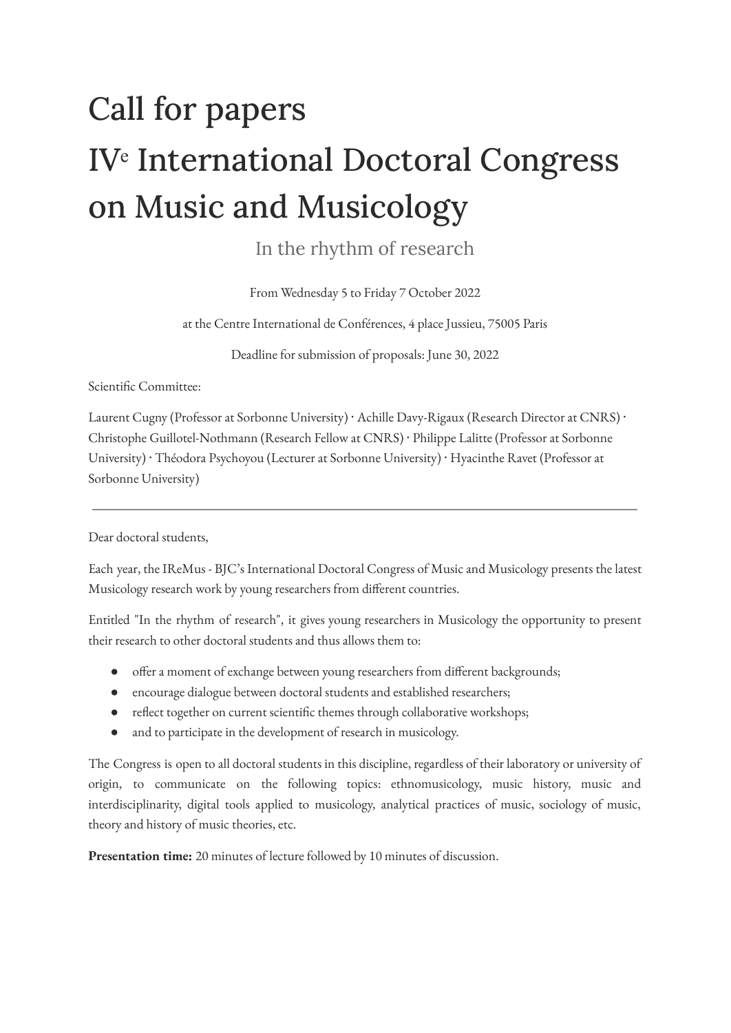# Call for papers

# IVe International Doctoral Congress on Music and Musicology

## In the rhythm of research

From Wednesday 5 to Friday 7 October 2022

at the Centre International de Conférences, 4 place Jussieu, 75005 Paris

Deadline for submission of proposals: June 30, 2022

Scientific Committee:

Laurent Cugny (Professor at Sorbonne University) · Achille Davy-Rigaux (Research Director at CNRS) · Christophe Guillotel-Nothmann (Research Fellow at CNRS) · Philippe Lalitte (Professor at Sorbonne University) · Théodora Psychoyou (Lecturer at Sorbonne University) · Hyacinthe Ravet (Professor at Sorbonne University)

---

Dear doctoral students,

Each year, the IReMus - BJC's International Doctoral Congress of Music and Musicology presents the latest Musicology research work by young researchers from different countries.

Entitled "In the rhythm of research", it gives young researchers in Musicology the opportunity to present their research to other doctoral students and thus allows them to:

- offer a moment of exchange between young researchers from different backgrounds;
- encourage dialogue between doctoral students and established researchers;
- reflect together on current scientific themes through collaborative workshops;
- and to participate in the development of research in musicology.

The Congress is open to all doctoral students in this discipline, regardless of their laboratory or university of origin, to communicate on the following topics: ethnomusicology, music history, music and interdisciplinarity, digital tools applied to musicology, analytical practices of music, sociology of music, theory and history of music theories, etc.

**Presentation time:** 20 minutes of lecture followed by 10 minutes of discussion.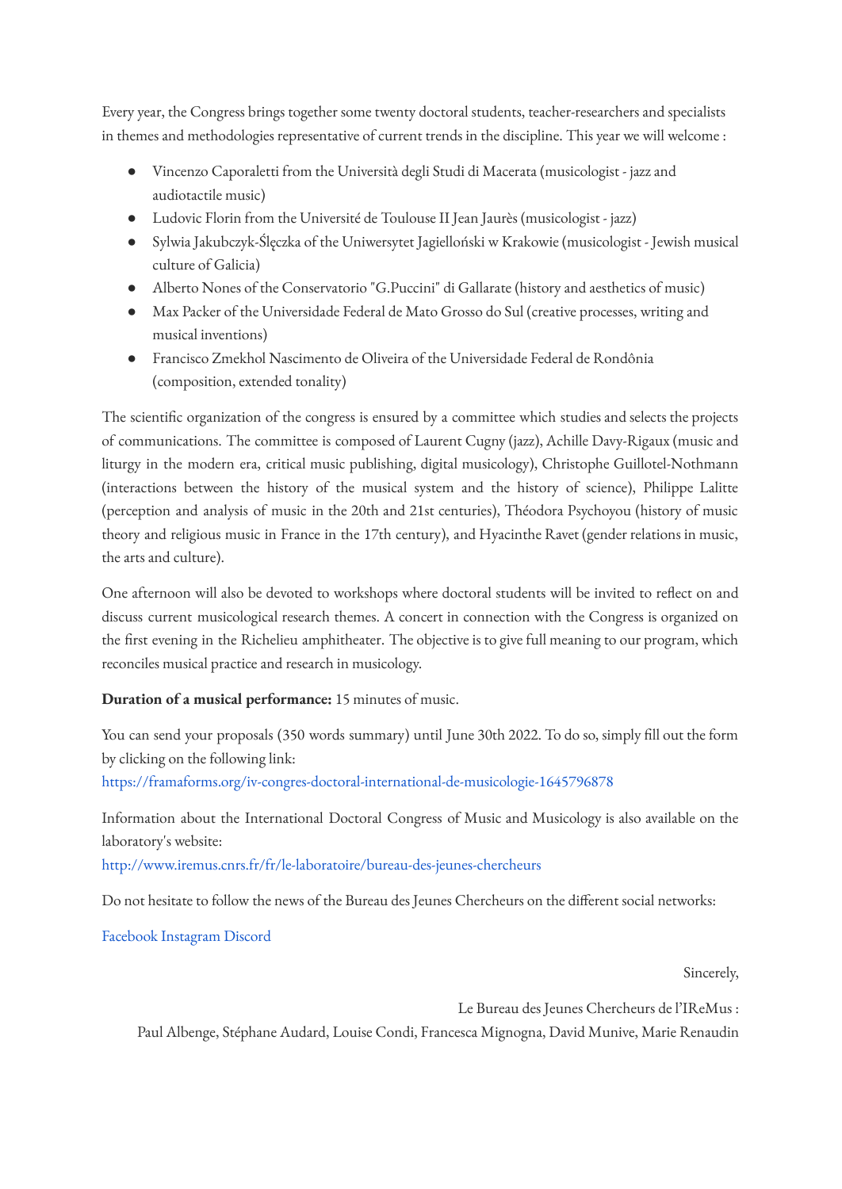Every year, the Congress brings together some twenty doctoral students, teacher-researchers and specialists in themes and methodologies representative of current trends in the discipline. This year we will welcome :

- Vincenzo Caporaletti from the Università degli Studi di Macerata (musicologist - jazz and audiotactile music)
- Ludovic Florin from the Université de Toulouse II Jean Jaurès (musicologist - jazz)
- Sylwia Jakubczyk-Ślęczka of the Uniwersytet Jagielloński w Krakowie (musicologist - Jewish musical culture of Galicia)
- Alberto Nones of the Conservatorio "G.Puccini" di Gallarate (history and aesthetics of music)
- Max Packer of the Universidade Federal de Mato Grosso do Sul (creative processes, writing and musical inventions)
- Francisco Zmekhol Nascimento de Oliveira of the Universidade Federal de Rondônia (composition, extended tonality)

The scientific organization of the congress is ensured by a committee which studies and selects the projects of communications. The committee is composed of Laurent Cugny (jazz), Achille Davy-Rigaux (music and liturgy in the modern era, critical music publishing, digital musicology), Christophe Guillotel-Nothmann (interactions between the history of the musical system and the history of science), Philippe Lalitte (perception and analysis of music in the 20th and 21st centuries), Théodora Psychoyou (history of music theory and religious music in France in the 17th century), and Hyacinthe Ravet (gender relations in music, the arts and culture).

One afternoon will also be devoted to workshops where doctoral students will be invited to reflect on and discuss current musicological research themes. A concert in connection with the Congress is organized on the first evening in the Richelieu amphitheater. The objective is to give full meaning to our program, which reconciles musical practice and research in musicology.

**Duration of a musical performance:** 15 minutes of music.

You can send your proposals (350 words summary) until June 30th 2022. To do so, simply fill out the form by clicking on the following link:
https://framaforms.org/iv-congres-doctoral-international-de-musicologie-1645796878

Information about the International Doctoral Congress of Music and Musicology is also available on the laboratory's website:
http://www.iremus.cnrs.fr/fr/le-laboratoire/bureau-des-jeunes-chercheurs

Do not hesitate to follow the news of the Bureau des Jeunes Chercheurs on the different social networks:

Facebook Instagram Discord

Sincerely,

Le Bureau des Jeunes Chercheurs de l'IReMus :
Paul Albenge, Stéphane Audard, Louise Condi, Francesca Mignogna, David Munive, Marie Renaudin